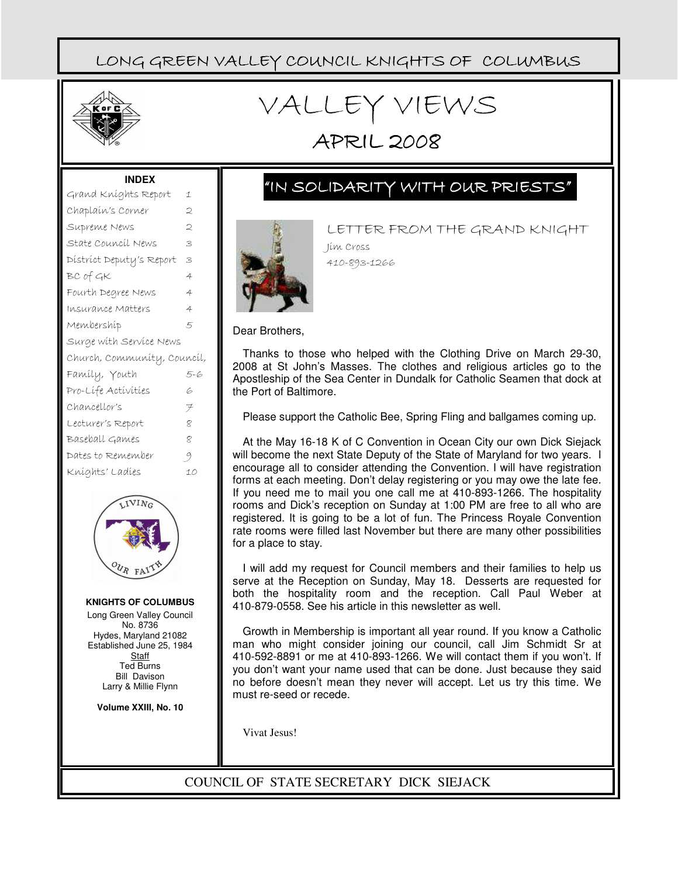LONG GREEN VALLEY COUNCIL KNIGHTS OF COLUMBUS

# VALLEY VIEWS

## APRIL 2008

**INDEX**

| | |
|---|---|
| Grand Knights Report | 1 |
| Chaplain's Corner | 2 |
| Supreme News | 2 |
| State Council News | 3 |
| District Deputy's Report | 3 |
| BC of GK | 4 |
| Fourth Degree News | 4 |
| Insurance Matters | 4 |
| Membership | 5 |
| Surge with Service News | |
| Church, Community, Council, Family, Youth | 5-6 |
| Pro-Life Activities | 6 |
| Chancellor's | 7 |
| Lecturer's Report | 8 |
| Baseball Games | 8 |
| Dates to Remember | 9 |
| Knights' Ladies | 10 |

**KNIGHTS OF COLUMBUS**

Long Green Valley Council No. 8736
Hydes, Maryland 21082
Established June 25, 1984

Staff
Ted Burns
Bill Davison
Larry & Millie Flynn

**Volume XXIII, No. 10**

## "IN SOLIDARITY WITH OUR PRIESTS"

### LETTER FROM THE GRAND KNIGHT

Jim Cross
410-893-1266

Dear Brothers,

Thanks to those who helped with the Clothing Drive on March 29-30, 2008 at St John's Masses. The clothes and religious articles go to the Apostleship of the Sea Center in Dundalk for Catholic Seamen that dock at the Port of Baltimore.

Please support the Catholic Bee, Spring Fling and ballgames coming up.

At the May 16-18 K of C Convention in Ocean City our own Dick Siejack will become the next State Deputy of the State of Maryland for two years. I encourage all to consider attending the Convention. I will have registration forms at each meeting. Don't delay registering or you may owe the late fee. If you need me to mail you one call me at 410-893-1266. The hospitality rooms and Dick's reception on Sunday at 1:00 PM are free to all who are registered. It is going to be a lot of fun. The Princess Royale Convention rate rooms were filled last November but there are many other possibilities for a place to stay.

I will add my request for Council members and their families to help us serve at the Reception on Sunday, May 18. Desserts are requested for both the hospitality room and the reception. Call Paul Weber at 410-879-0558. See his article in this newsletter as well.

Growth in Membership is important all year round. If you know a Catholic man who might consider joining our council, call Jim Schmidt Sr at 410-592-8891 or me at 410-893-1266. We will contact them if you won't. If you don't want your name used that can be done. Just because they said no before doesn't mean they never will accept. Let us try this time. We must re-seed or recede.

Vivat Jesus!

COUNCIL OF STATE SECRETARY DICK SIEJACK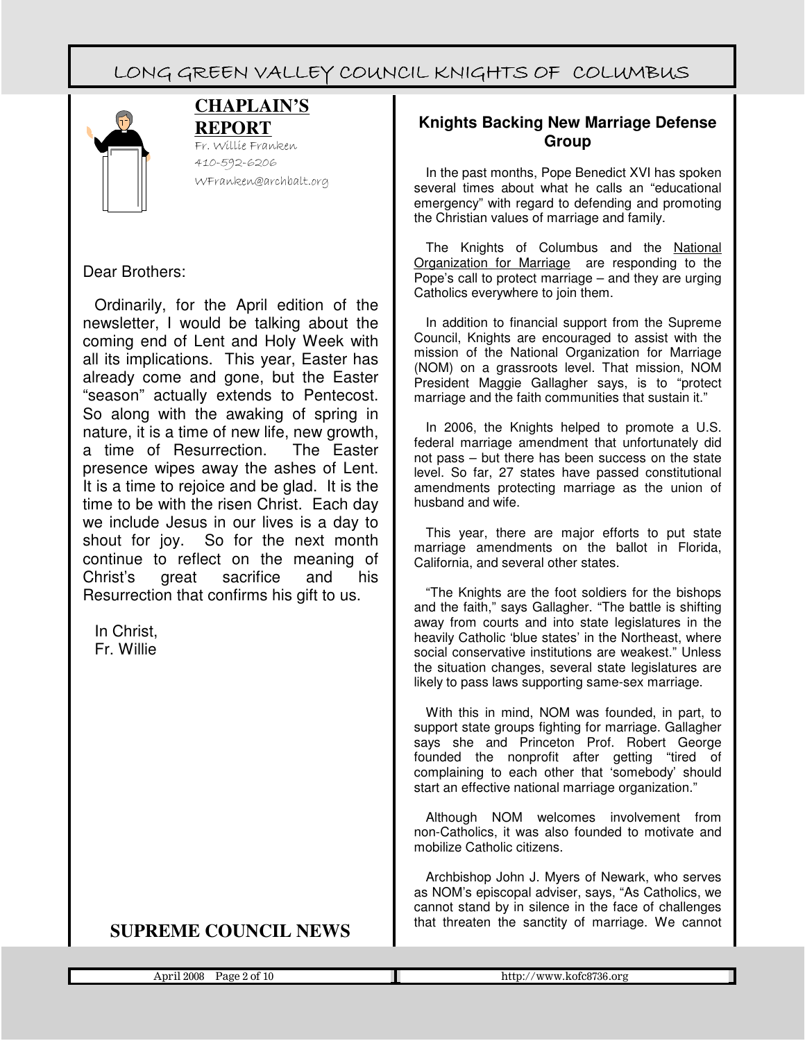## CHAPLAIN'S REPORT

Fr. Willie Franken
410-592-6206
WFranken@archbalt.org

Dear Brothers:

Ordinarily, for the April edition of the newsletter, I would be talking about the coming end of Lent and Holy Week with all its implications. This year, Easter has already come and gone, but the Easter "season" actually extends to Pentecost. So along with the awaking of spring in nature, it is a time of new life, new growth, a time of Resurrection. The Easter presence wipes away the ashes of Lent. It is a time to rejoice and be glad. It is the time to be with the risen Christ. Each day we include Jesus in our lives is a day to shout for joy. So for the next month continue to reflect on the meaning of Christ's great sacrifice and his Resurrection that confirms his gift to us.

In Christ,
Fr. Willie

## SUPREME COUNCIL NEWS

### Knights Backing New Marriage Defense Group

In the past months, Pope Benedict XVI has spoken several times about what he calls an "educational emergency" with regard to defending and promoting the Christian values of marriage and family.

The Knights of Columbus and the National Organization for Marriage are responding to the Pope's call to protect marriage – and they are urging Catholics everywhere to join them.

In addition to financial support from the Supreme Council, Knights are encouraged to assist with the mission of the National Organization for Marriage (NOM) on a grassroots level. That mission, NOM President Maggie Gallagher says, is to "protect marriage and the faith communities that sustain it."

In 2006, the Knights helped to promote a U.S. federal marriage amendment that unfortunately did not pass – but there has been success on the state level. So far, 27 states have passed constitutional amendments protecting marriage as the union of husband and wife.

This year, there are major efforts to put state marriage amendments on the ballot in Florida, California, and several other states.

"The Knights are the foot soldiers for the bishops and the faith," says Gallagher. "The battle is shifting away from courts and into state legislatures in the heavily Catholic 'blue states' in the Northeast, where social conservative institutions are weakest." Unless the situation changes, several state legislatures are likely to pass laws supporting same-sex marriage.

With this in mind, NOM was founded, in part, to support state groups fighting for marriage. Gallagher says she and Princeton Prof. Robert George founded the nonprofit after getting "tired of complaining to each other that 'somebody' should start an effective national marriage organization."

Although NOM welcomes involvement from non-Catholics, it was also founded to motivate and mobilize Catholic citizens.

Archbishop John J. Myers of Newark, who serves as NOM's episcopal adviser, says, "As Catholics, we cannot stand by in silence in the face of challenges that threaten the sanctity of marriage. We cannot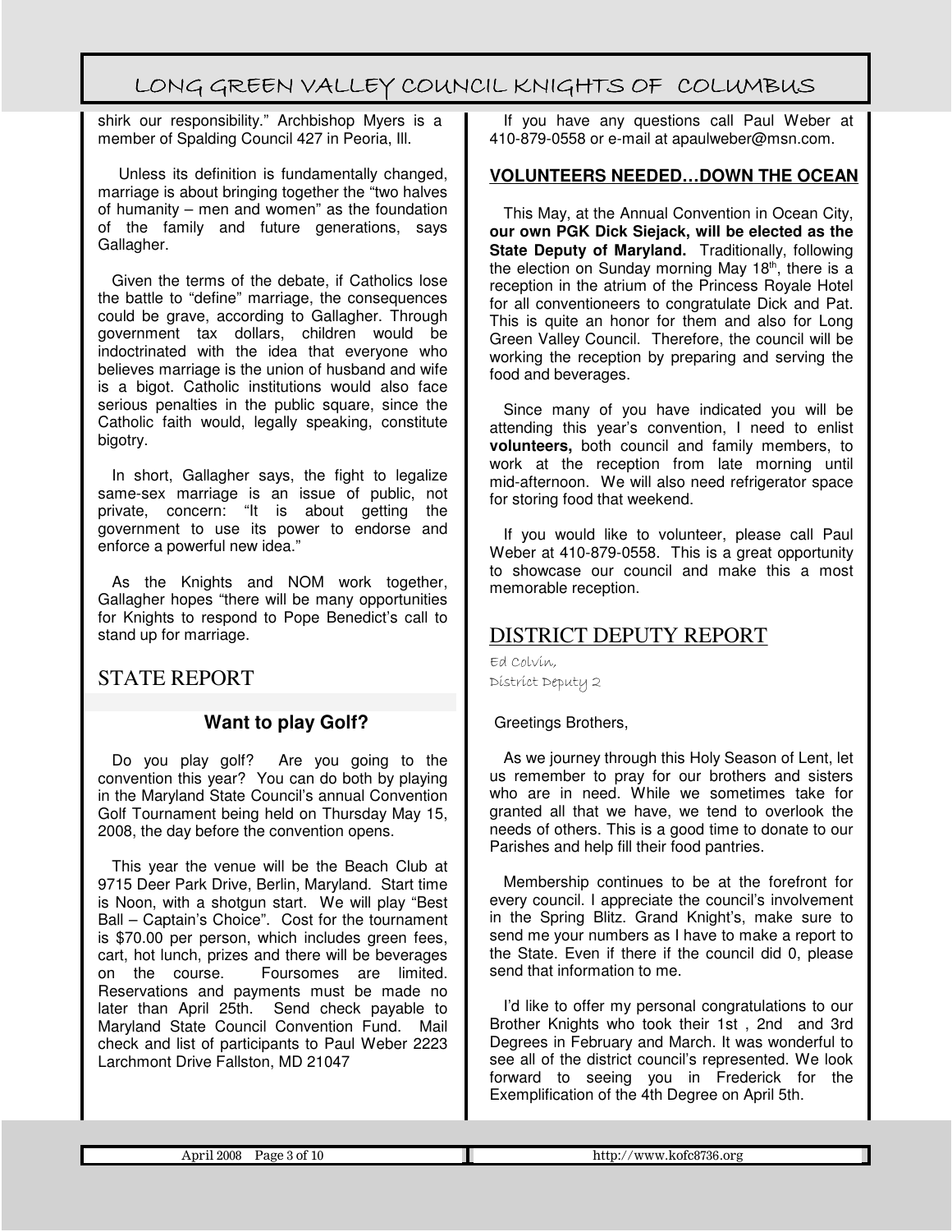shirk our responsibility." Archbishop Myers is a member of Spalding Council 427 in Peoria, Ill.

Unless its definition is fundamentally changed, marriage is about bringing together the "two halves of humanity – men and women" as the foundation of the family and future generations, says Gallagher.

Given the terms of the debate, if Catholics lose the battle to "define" marriage, the consequences could be grave, according to Gallagher. Through government tax dollars, children would be indoctrinated with the idea that everyone who believes marriage is the union of husband and wife is a bigot. Catholic institutions would also face serious penalties in the public square, since the Catholic faith would, legally speaking, constitute bigotry.

In short, Gallagher says, the fight to legalize same-sex marriage is an issue of public, not private, concern: "It is about getting the government to use its power to endorse and enforce a powerful new idea."

As the Knights and NOM work together, Gallagher hopes "there will be many opportunities for Knights to respond to Pope Benedict's call to stand up for marriage.

## STATE REPORT

### Want to play Golf?

Do you play golf? Are you going to the convention this year? You can do both by playing in the Maryland State Council's annual Convention Golf Tournament being held on Thursday May 15, 2008, the day before the convention opens.

This year the venue will be the Beach Club at 9715 Deer Park Drive, Berlin, Maryland. Start time is Noon, with a shotgun start. We will play "Best Ball – Captain's Choice". Cost for the tournament is $70.00 per person, which includes green fees, cart, hot lunch, prizes and there will be beverages on the course. Foursomes are limited. Reservations and payments must be made no later than April 25th. Send check payable to Maryland State Council Convention Fund. Mail check and list of participants to Paul Weber 2223 Larchmont Drive Fallston, MD 21047

If you have any questions call Paul Weber at 410-879-0558 or e-mail at apaulweber@msn.com.

### VOLUNTEERS NEEDED…DOWN THE OCEAN

This May, at the Annual Convention in Ocean City, **our own PGK Dick Siejack, will be elected as the State Deputy of Maryland.** Traditionally, following the election on Sunday morning May 18th, there is a reception in the atrium of the Princess Royale Hotel for all conventioneers to congratulate Dick and Pat. This is quite an honor for them and also for Long Green Valley Council. Therefore, the council will be working the reception by preparing and serving the food and beverages.

Since many of you have indicated you will be attending this year's convention, I need to enlist **volunteers,** both council and family members, to work at the reception from late morning until mid-afternoon. We will also need refrigerator space for storing food that weekend.

If you would like to volunteer, please call Paul Weber at 410-879-0558. This is a great opportunity to showcase our council and make this a most memorable reception.

## DISTRICT DEPUTY REPORT

Ed Colvin,
District Deputy 2

Greetings Brothers,

As we journey through this Holy Season of Lent, let us remember to pray for our brothers and sisters who are in need. While we sometimes take for granted all that we have, we tend to overlook the needs of others. This is a good time to donate to our Parishes and help fill their food pantries.

Membership continues to be at the forefront for every council. I appreciate the council's involvement in the Spring Blitz. Grand Knight's, make sure to send me your numbers as I have to make a report to the State. Even if there if the council did 0, please send that information to me.

I'd like to offer my personal congratulations to our Brother Knights who took their 1st , 2nd and 3rd Degrees in February and March. It was wonderful to see all of the district council's represented. We look forward to seeing you in Frederick for the Exemplification of the 4th Degree on April 5th.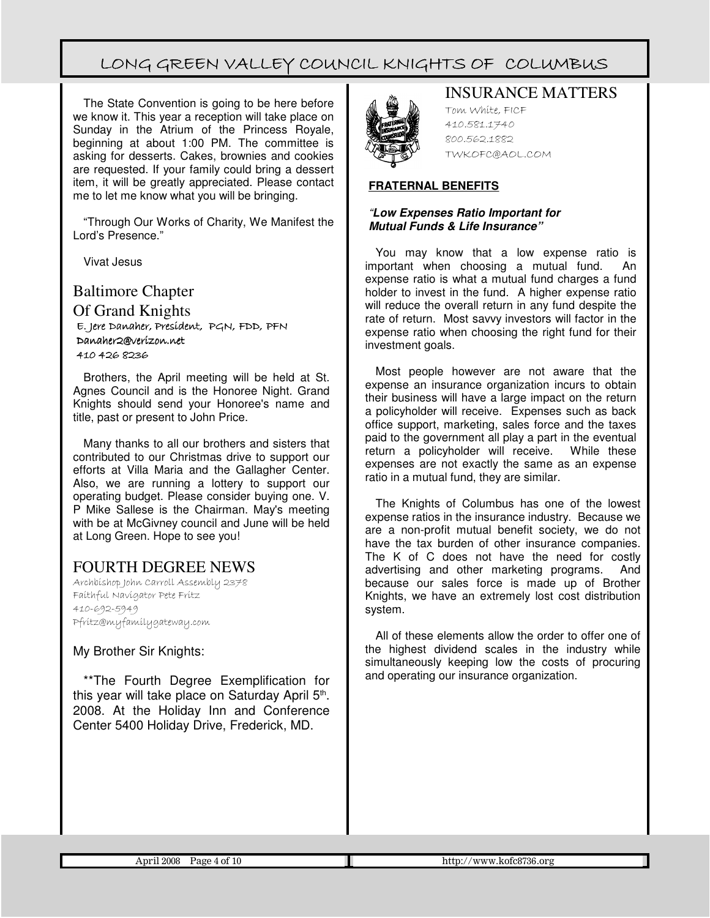The State Convention is going to be here before we know it. This year a reception will take place on Sunday in the Atrium of the Princess Royale, beginning at about 1:00 PM. The committee is asking for desserts. Cakes, brownies and cookies are requested. If your family could bring a dessert item, it will be greatly appreciated. Please contact me to let me know what you will be bringing.

"Through Our Works of Charity, We Manifest the Lord's Presence."

Vivat Jesus

## Baltimore Chapter Of Grand Knights

E. Jere Danaher, President, PGN, FDD, PFN
Danaher2@verizon.net
410 426 8236

Brothers, the April meeting will be held at St. Agnes Council and is the Honoree Night. Grand Knights should send your Honoree's name and title, past or present to John Price.

Many thanks to all our brothers and sisters that contributed to our Christmas drive to support our efforts at Villa Maria and the Gallagher Center. Also, we are running a lottery to support our operating budget. Please consider buying one. V. P Mike Sallese is the Chairman. May's meeting with be at McGivney council and June will be held at Long Green. Hope to see you!

## FOURTH DEGREE NEWS

Archbishop John Carroll Assembly 2378
Faithful Navigator Pete Fritz
410-692-5949
Pfritz@myfamilygateway.com

My Brother Sir Knights:

**The Fourth Degree Exemplification for this year will take place on Saturday April 5th. 2008. At the Holiday Inn and Conference Center 5400 Holiday Drive, Frederick, MD.

## INSURANCE MATTERS

Tom White, FICF
410.581.1740
800.562.1882
TWKOFC@AOL.COM

**FRATERNAL BENEFITS**

***"Low Expenses Ratio Important for Mutual Funds & Life Insurance"***

You may know that a low expense ratio is important when choosing a mutual fund. An expense ratio is what a mutual fund charges a fund holder to invest in the fund. A higher expense ratio will reduce the overall return in any fund despite the rate of return. Most savvy investors will factor in the expense ratio when choosing the right fund for their investment goals.

Most people however are not aware that the expense an insurance organization incurs to obtain their business will have a large impact on the return a policyholder will receive. Expenses such as back office support, marketing, sales force and the taxes paid to the government all play a part in the eventual return a policyholder will receive. While these expenses are not exactly the same as an expense ratio in a mutual fund, they are similar.

The Knights of Columbus has one of the lowest expense ratios in the insurance industry. Because we are a non-profit mutual benefit society, we do not have the tax burden of other insurance companies. The K of C does not have the need for costly advertising and other marketing programs. And because our sales force is made up of Brother Knights, we have an extremely lost cost distribution system.

All of these elements allow the order to offer one of the highest dividend scales in the industry while simultaneously keeping low the costs of procuring and operating our insurance organization.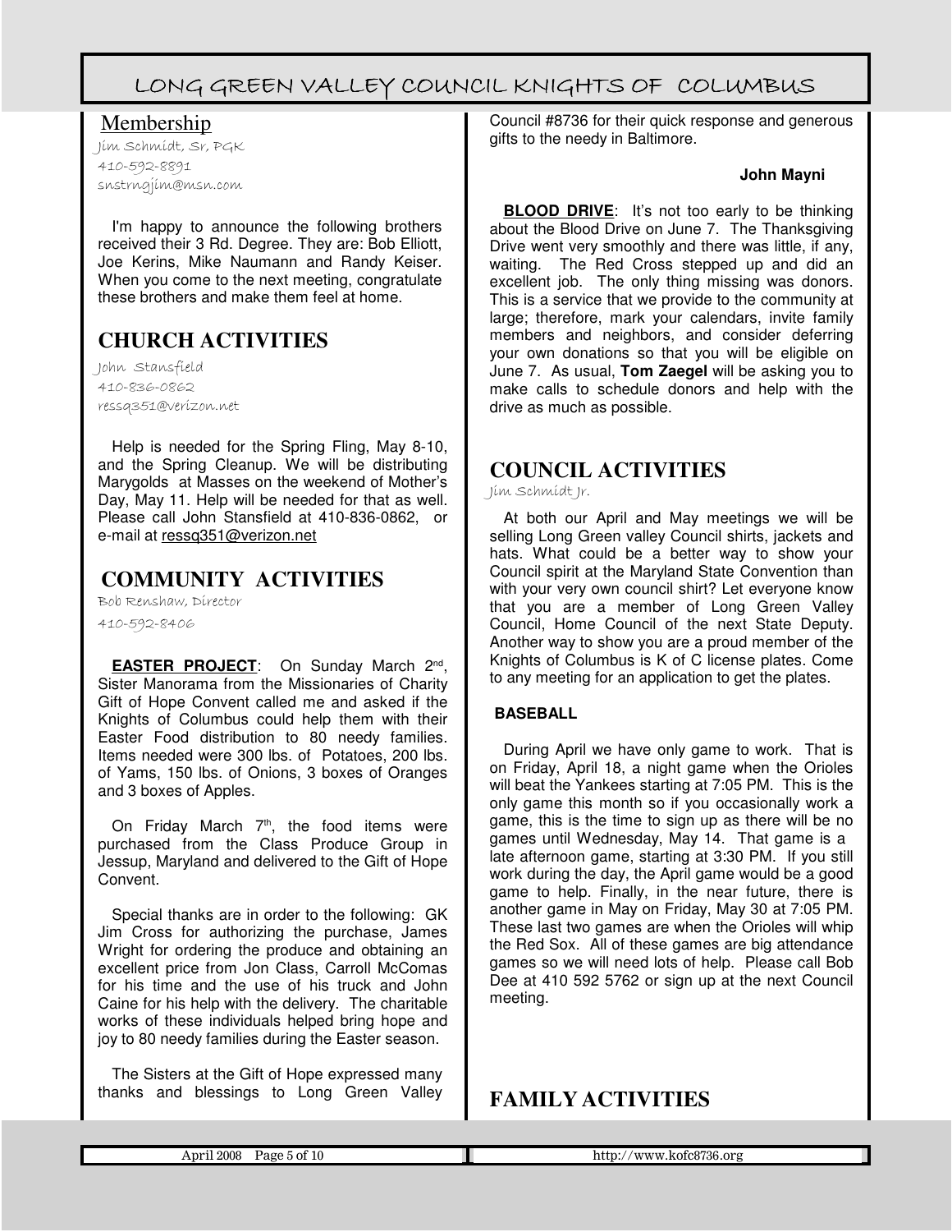## Membership

Jim Schmidt, Sr, PGK
410-592-8891
snstrngjim@msn.com

I'm happy to announce the following brothers received their 3 Rd. Degree. They are: Bob Elliott, Joe Kerins, Mike Naumann and Randy Keiser. When you come to the next meeting, congratulate these brothers and make them feel at home.

## CHURCH ACTIVITIES

John Stansfield
410-836-0862
ressq351@verizon.net

Help is needed for the Spring Fling, May 8-10, and the Spring Cleanup. We will be distributing Marygolds at Masses on the weekend of Mother's Day, May 11. Help will be needed for that as well. Please call John Stansfield at 410-836-0862, or e-mail at ressq351@verizon.net

## COMMUNITY ACTIVITIES

Bob Renshaw, Director
410-592-8406

**EASTER PROJECT**: On Sunday March 2nd, Sister Manorama from the Missionaries of Charity Gift of Hope Convent called me and asked if the Knights of Columbus could help them with their Easter Food distribution to 80 needy families. Items needed were 300 lbs. of Potatoes, 200 lbs. of Yams, 150 lbs. of Onions, 3 boxes of Oranges and 3 boxes of Apples.

On Friday March 7th, the food items were purchased from the Class Produce Group in Jessup, Maryland and delivered to the Gift of Hope Convent.

Special thanks are in order to the following: GK Jim Cross for authorizing the purchase, James Wright for ordering the produce and obtaining an excellent price from Jon Class, Carroll McComas for his time and the use of his truck and John Caine for his help with the delivery. The charitable works of these individuals helped bring hope and joy to 80 needy families during the Easter season.

The Sisters at the Gift of Hope expressed many thanks and blessings to Long Green Valley Council #8736 for their quick response and generous gifts to the needy in Baltimore.

**John Mayni**

**BLOOD DRIVE**: It's not too early to be thinking about the Blood Drive on June 7. The Thanksgiving Drive went very smoothly and there was little, if any, waiting. The Red Cross stepped up and did an excellent job. The only thing missing was donors. This is a service that we provide to the community at large; therefore, mark your calendars, invite family members and neighbors, and consider deferring your own donations so that you will be eligible on June 7. As usual, **Tom Zaegel** will be asking you to make calls to schedule donors and help with the drive as much as possible.

## COUNCIL ACTIVITIES

Jim Schmidt Jr.

At both our April and May meetings we will be selling Long Green valley Council shirts, jackets and hats. What could be a better way to show your Council spirit at the Maryland State Convention than with your very own council shirt? Let everyone know that you are a member of Long Green Valley Council, Home Council of the next State Deputy. Another way to show you are a proud member of the Knights of Columbus is K of C license plates. Come to any meeting for an application to get the plates.

### BASEBALL

During April we have only game to work. That is on Friday, April 18, a night game when the Orioles will beat the Yankees starting at 7:05 PM. This is the only game this month so if you occasionally work a game, this is the time to sign up as there will be no games until Wednesday, May 14. That game is a late afternoon game, starting at 3:30 PM. If you still work during the day, the April game would be a good game to help. Finally, in the near future, there is another game in May on Friday, May 30 at 7:05 PM. These last two games are when the Orioles will whip the Red Sox. All of these games are big attendance games so we will need lots of help. Please call Bob Dee at 410 592 5762 or sign up at the next Council meeting.

## FAMILY ACTIVITIES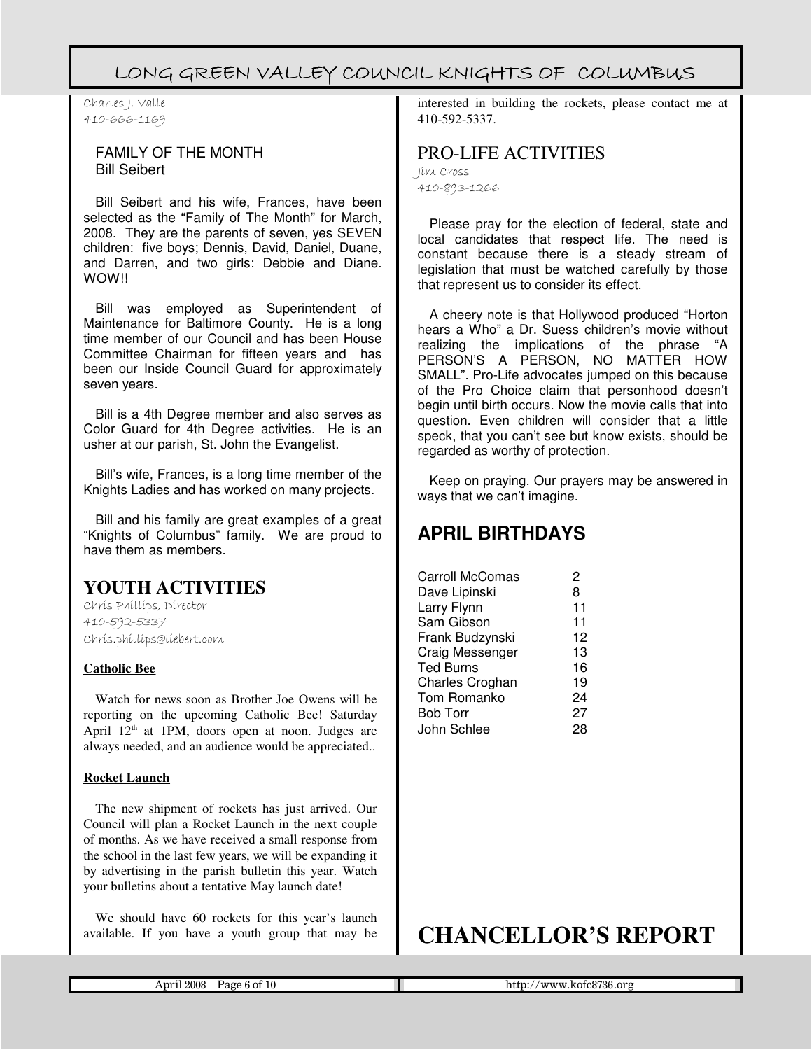Charles J. Valle
410-666-1169

FAMILY OF THE MONTH
Bill Seibert

Bill Seibert and his wife, Frances, have been selected as the "Family of The Month" for March, 2008. They are the parents of seven, yes SEVEN children: five boys; Dennis, David, Daniel, Duane, and Darren, and two girls: Debbie and Diane. WOW!!

Bill was employed as Superintendent of Maintenance for Baltimore County. He is a long time member of our Council and has been House Committee Chairman for fifteen years and has been our Inside Council Guard for approximately seven years.

Bill is a 4th Degree member and also serves as Color Guard for 4th Degree activities. He is an usher at our parish, St. John the Evangelist.

Bill's wife, Frances, is a long time member of the Knights Ladies and has worked on many projects.

Bill and his family are great examples of a great "Knights of Columbus" family. We are proud to have them as members.

## YOUTH ACTIVITIES

Chris Phillips, Director
410-592-5337
Chris.phillips@liebert.com

**Catholic Bee**

Watch for news soon as Brother Joe Owens will be reporting on the upcoming Catholic Bee! Saturday April 12th at 1PM, doors open at noon. Judges are always needed, and an audience would be appreciated..

**Rocket Launch**

The new shipment of rockets has just arrived. Our Council will plan a Rocket Launch in the next couple of months. As we have received a small response from the school in the last few years, we will be expanding it by advertising in the parish bulletin this year. Watch your bulletins about a tentative May launch date!

We should have 60 rockets for this year's launch available. If you have a youth group that may be interested in building the rockets, please contact me at 410-592-5337.

## PRO-LIFE ACTIVITIES

Jim Cross
410-893-1266

Please pray for the election of federal, state and local candidates that respect life. The need is constant because there is a steady stream of legislation that must be watched carefully by those that represent us to consider its effect.

A cheery note is that Hollywood produced "Horton hears a Who" a Dr. Suess children's movie without realizing the implications of the phrase "A PERSON'S A PERSON, NO MATTER HOW SMALL". Pro-Life advocates jumped on this because of the Pro Choice claim that personhood doesn't begin until birth occurs. Now the movie calls that into question. Even children will consider that a little speck, that you can't see but know exists, should be regarded as worthy of protection.

Keep on praying. Our prayers may be answered in ways that we can't imagine.

## APRIL BIRTHDAYS

| Name | Day |
|---|---|
| Carroll McComas | 2 |
| Dave Lipinski | 8 |
| Larry Flynn | 11 |
| Sam Gibson | 11 |
| Frank Budzynski | 12 |
| Craig Messenger | 13 |
| Ted Burns | 16 |
| Charles Croghan | 19 |
| Tom Romanko | 24 |
| Bob Torr | 27 |
| John Schlee | 28 |

# CHANCELLOR'S REPORT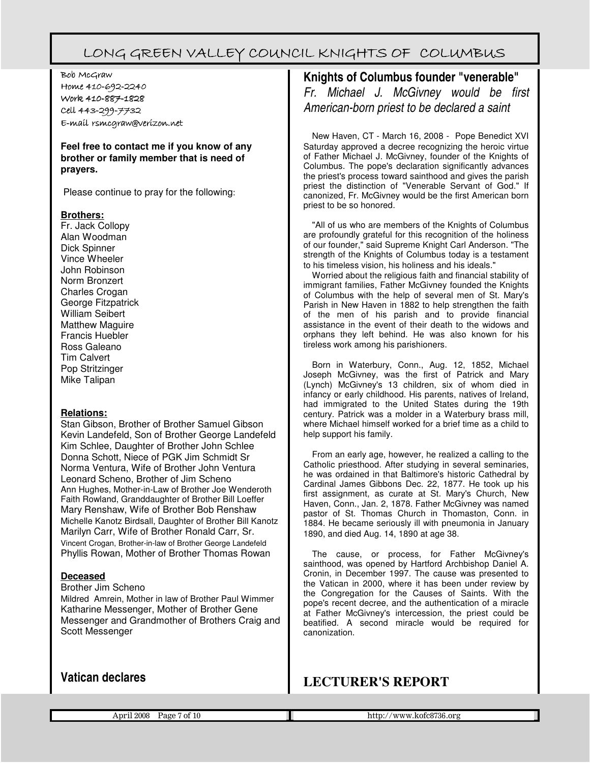Bob McGraw
Home 410-692-2240
Work 410-887-1828
Cell 443-299-7732
E-mail rsmcgraw@verizon.net

**Feel free to contact me if you know of any brother or family member that is need of prayers.**

Please continue to pray for the following:

**Brothers:**

Fr. Jack Collopy
Alan Woodman
Dick Spinner
Vince Wheeler
John Robinson
Norm Bronzert
Charles Crogan
George Fitzpatrick
William Seibert
Matthew Maguire
Francis Huebler
Ross Galeano
Tim Calvert
Pop Stritzinger
Mike Talipan

**Relations:**

Stan Gibson, Brother of Brother Samuel Gibson
Kevin Landefeld, Son of Brother George Landefeld
Kim Schlee, Daughter of Brother John Schlee
Donna Schott, Niece of PGK Jim Schmidt Sr
Norma Ventura, Wife of Brother John Ventura
Leonard Scheno, Brother of Jim Scheno
Ann Hughes, Mother-in-Law of Brother Joe Wenderoth
Faith Rowland, Granddaughter of Brother Bill Loeffer
Mary Renshaw, Wife of Brother Bob Renshaw
Michelle Kanotz Birdsall, Daughter of Brother Bill Kanotz
Marilyn Carr, Wife of Brother Ronald Carr, Sr.
Vincent Crogan, Brother-in-law of Brother George Landefeld
Phyllis Rowan, Mother of Brother Thomas Rowan

**Deceased**

Brother Jim Scheno
Mildred Amrein, Mother in law of Brother Paul Wimmer
Katharine Messenger, Mother of Brother Gene Messenger and Grandmother of Brothers Craig and Scott Messenger

## Vatican declares

## Knights of Columbus founder "venerable"

*Fr. Michael J. McGivney would be first American-born priest to be declared a saint*

New Haven, CT - March 16, 2008 - Pope Benedict XVI Saturday approved a decree recognizing the heroic virtue of Father Michael J. McGivney, founder of the Knights of Columbus. The pope's declaration significantly advances the priest's process toward sainthood and gives the parish priest the distinction of "Venerable Servant of God." If canonized, Fr. McGivney would be the first American born priest to be so honored.

"All of us who are members of the Knights of Columbus are profoundly grateful for this recognition of the holiness of our founder," said Supreme Knight Carl Anderson. "The strength of the Knights of Columbus today is a testament to his timeless vision, his holiness and his ideals."

Worried about the religious faith and financial stability of immigrant families, Father McGivney founded the Knights of Columbus with the help of several men of St. Mary's Parish in New Haven in 1882 to help strengthen the faith of the men of his parish and to provide financial assistance in the event of their death to the widows and orphans they left behind. He was also known for his tireless work among his parishioners.

Born in Waterbury, Conn., Aug. 12, 1852, Michael Joseph McGivney, was the first of Patrick and Mary (Lynch) McGivney's 13 children, six of whom died in infancy or early childhood. His parents, natives of Ireland, had immigrated to the United States during the 19th century. Patrick was a molder in a Waterbury brass mill, where Michael himself worked for a brief time as a child to help support his family.

From an early age, however, he realized a calling to the Catholic priesthood. After studying in several seminaries, he was ordained in that Baltimore's historic Cathedral by Cardinal James Gibbons Dec. 22, 1877. He took up his first assignment, as curate at St. Mary's Church, New Haven, Conn., Jan. 2, 1878. Father McGivney was named pastor of St. Thomas Church in Thomaston, Conn. in 1884. He became seriously ill with pneumonia in January 1890, and died Aug. 14, 1890 at age 38.

The cause, or process, for Father McGivney's sainthood, was opened by Hartford Archbishop Daniel A. Cronin, in December 1997. The cause was presented to the Vatican in 2000, where it has been under review by the Congregation for the Causes of Saints. With the pope's recent decree, and the authentication of a miracle at Father McGivney's intercession, the priest could be beatified. A second miracle would be required for canonization.

## LECTURER'S REPORT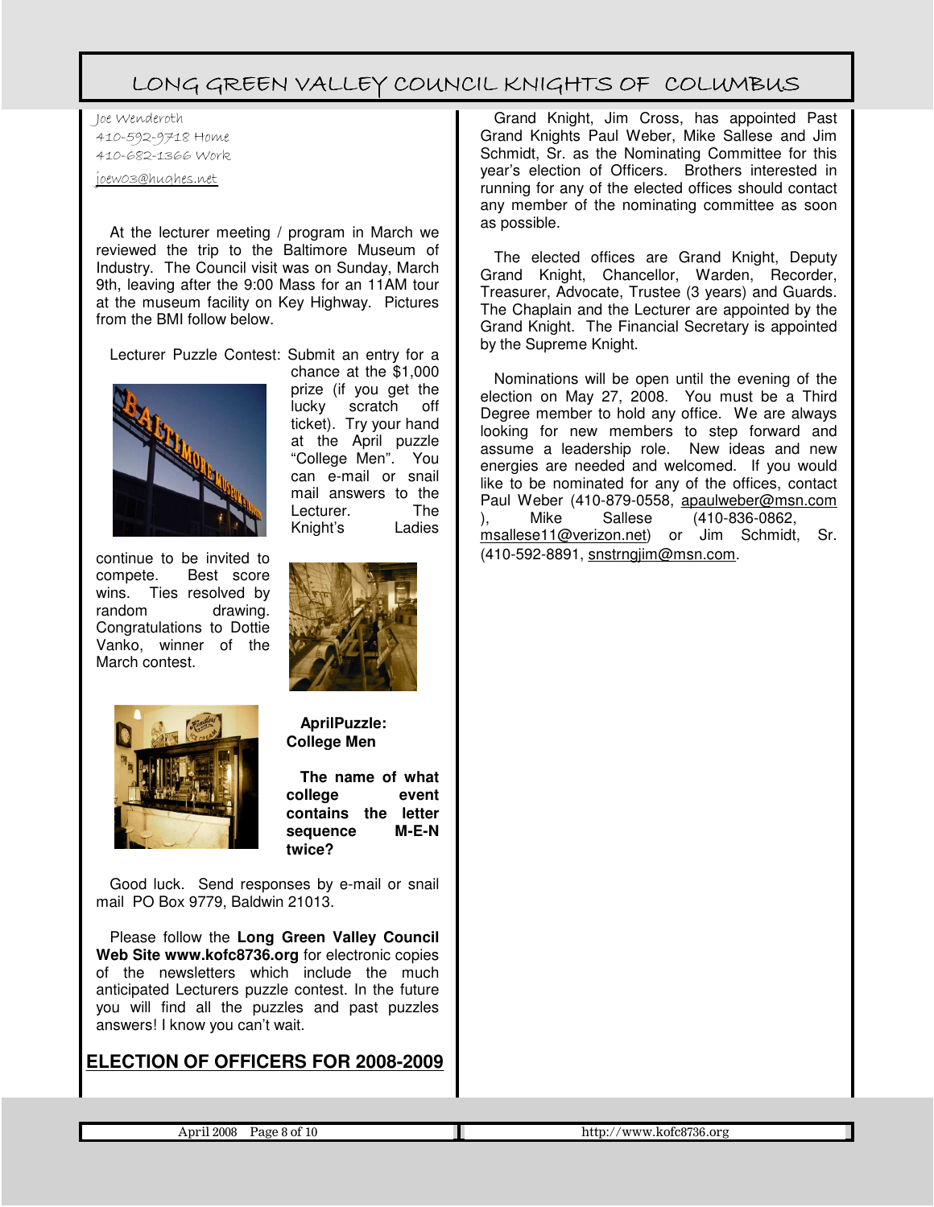Joe Wenderoth
410-592-9718 Home
410-682-1366 Work
joew03@hughes.net

At the lecturer meeting / program in March we reviewed the trip to the Baltimore Museum of Industry. The Council visit was on Sunday, March 9th, leaving after the 9:00 Mass for an 11AM tour at the museum facility on Key Highway. Pictures from the BMI follow below.

Lecturer Puzzle Contest: Submit an entry for a chance at the $1,000 prize (if you get the lucky scratch off ticket). Try your hand at the April puzzle "College Men". You can e-mail or snail mail answers to the Lecturer. The Knight's Ladies continue to be invited to compete. Best score wins. Ties resolved by random drawing. Congratulations to Dottie Vanko, winner of the March contest.

**AprilPuzzle: College Men**

**The name of what college event contains the letter sequence M-E-N twice?**

Good luck. Send responses by e-mail or snail mail PO Box 9779, Baldwin 21013.

Please follow the **Long Green Valley Council Web Site www.kofc8736.org** for electronic copies of the newsletters which include the much anticipated Lecturers puzzle contest. In the future you will find all the puzzles and past puzzles answers! I know you can't wait.

## ELECTION OF OFFICERS FOR 2008-2009

Grand Knight, Jim Cross, has appointed Past Grand Knights Paul Weber, Mike Sallese and Jim Schmidt, Sr. as the Nominating Committee for this year's election of Officers. Brothers interested in running for any of the elected offices should contact any member of the nominating committee as soon as possible.

The elected offices are Grand Knight, Deputy Grand Knight, Chancellor, Warden, Recorder, Treasurer, Advocate, Trustee (3 years) and Guards. The Chaplain and the Lecturer are appointed by the Grand Knight. The Financial Secretary is appointed by the Supreme Knight.

Nominations will be open until the evening of the election on May 27, 2008. You must be a Third Degree member to hold any office. We are always looking for new members to step forward and assume a leadership role. New ideas and new energies are needed and welcomed. If you would like to be nominated for any of the offices, contact Paul Weber (410-879-0558, apaulweber@msn.com ), Mike Sallese (410-836-0862, msallese11@verizon.net) or Jim Schmidt, Sr. (410-592-8891, snstrngjim@msn.com.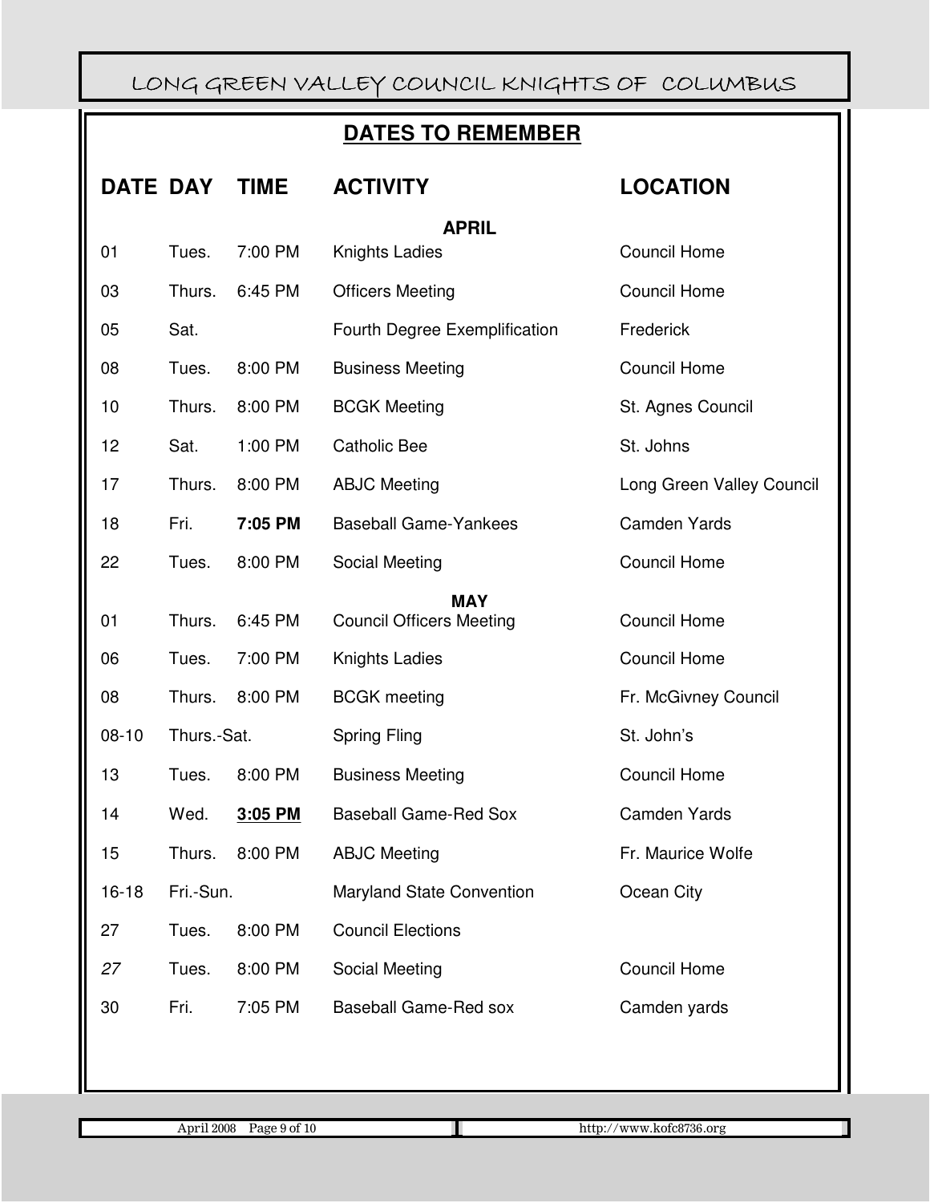## DATES TO REMEMBER

| DATE | DAY | TIME | ACTIVITY | LOCATION |
|---|---|---|---|---|
| | | | **APRIL** | |
| 01 | Tues. | 7:00 PM | Knights Ladies | Council Home |
| 03 | Thurs. | 6:45 PM | Officers Meeting | Council Home |
| 05 | Sat. | | Fourth Degree Exemplification | Frederick |
| 08 | Tues. | 8:00 PM | Business Meeting | Council Home |
| 10 | Thurs. | 8:00 PM | BCGK Meeting | St. Agnes Council |
| 12 | Sat. | 1:00 PM | Catholic Bee | St. Johns |
| 17 | Thurs. | 8:00 PM | ABJC Meeting | Long Green Valley Council |
| 18 | Fri. | **7:05 PM** | Baseball Game-Yankees | Camden Yards |
| 22 | Tues. | 8:00 PM | Social Meeting | Council Home |
| | | | **MAY** | |
| 01 | Thurs. | 6:45 PM | Council Officers Meeting | Council Home |
| 06 | Tues. | 7:00 PM | Knights Ladies | Council Home |
| 08 | Thurs. | 8:00 PM | BCGK meeting | Fr. McGivney Council |
| 08-10 | Thurs.-Sat. | | Spring Fling | St. John's |
| 13 | Tues. | 8:00 PM | Business Meeting | Council Home |
| 14 | Wed. | **3:05 PM** | Baseball Game-Red Sox | Camden Yards |
| 15 | Thurs. | 8:00 PM | ABJC Meeting | Fr. Maurice Wolfe |
| 16-18 | Fri.-Sun. | | Maryland State Convention | Ocean City |
| 27 | Tues. | 8:00 PM | Council Elections | |
| *27* | Tues. | 8:00 PM | Social Meeting | Council Home |
| 30 | Fri. | 7:05 PM | Baseball Game-Red sox | Camden yards |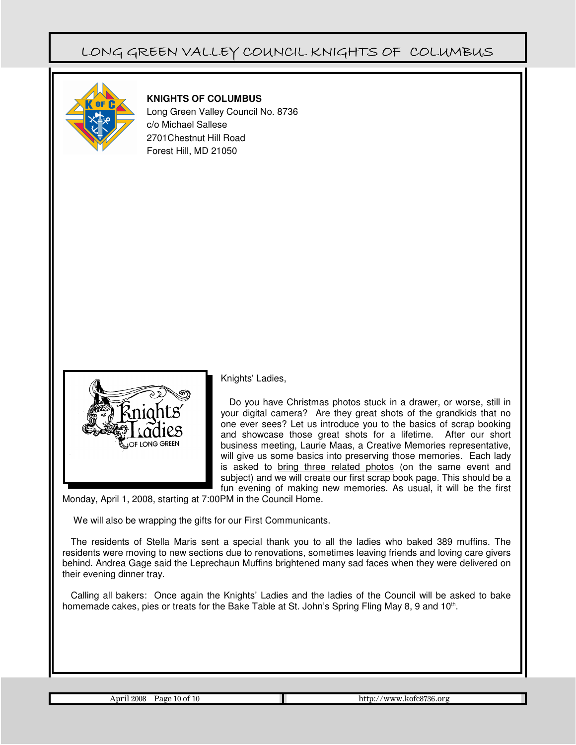**KNIGHTS OF COLUMBUS**
Long Green Valley Council No. 8736
c/o Michael Sallese
2701Chestnut Hill Road
Forest Hill, MD 21050

Knights' Ladies,

Do you have Christmas photos stuck in a drawer, or worse, still in your digital camera? Are they great shots of the grandkids that no one ever sees? Let us introduce you to the basics of scrap booking and showcase those great shots for a lifetime. After our short business meeting, Laurie Maas, a Creative Memories representative, will give us some basics into preserving those memories. Each lady is asked to <u>bring three related photos</u> (on the same event and subject) and we will create our first scrap book page. This should be a fun evening of making new memories. As usual, it will be the first Monday, April 1, 2008, starting at 7:00PM in the Council Home.

We will also be wrapping the gifts for our First Communicants.

The residents of Stella Maris sent a special thank you to all the ladies who baked 389 muffins. The residents were moving to new sections due to renovations, sometimes leaving friends and loving care givers behind. Andrea Gage said the Leprechaun Muffins brightened many sad faces when they were delivered on their evening dinner tray.

Calling all bakers: Once again the Knights' Ladies and the ladies of the Council will be asked to bake homemade cakes, pies or treats for the Bake Table at St. John's Spring Fling May 8, 9 and 10th.